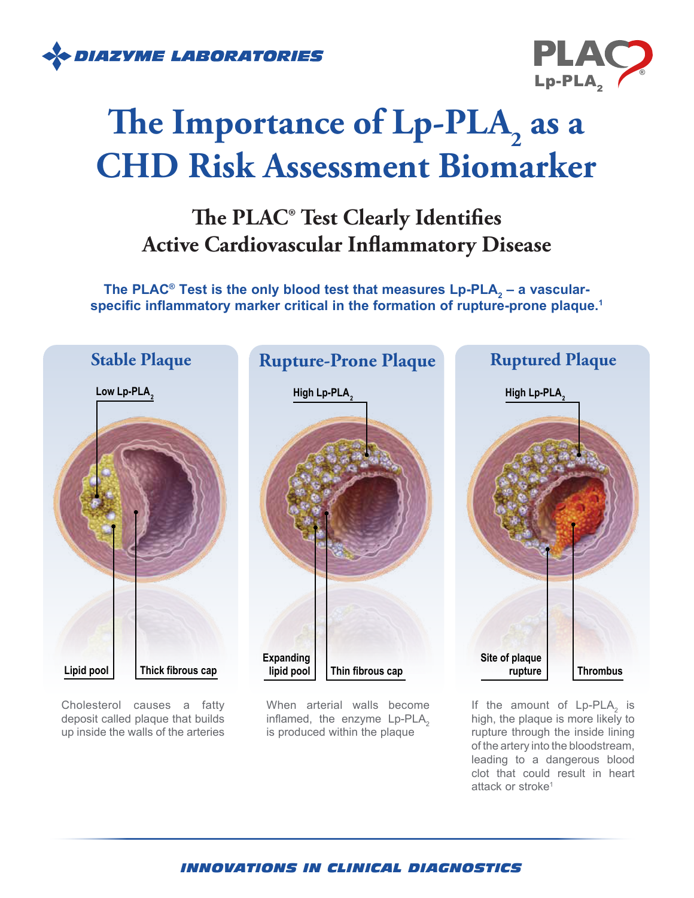DIAZYME LABORATORIES

PLAC® Lp-PLA$_2$

# The Importance of Lp-PLA$_2$ as a CHD Risk Assessment Biomarker

## The PLAC® Test Clearly Identifies Active Cardiovascular Inflammatory Disease

**The PLAC® Test is the only blood test that measures Lp-PLA$_2$ – a vascular-specific inflammatory marker critical in the formation of rupture-prone plaque.[1]**

### Stable Plaque

Low Lp-PLA$_2$

Lipid pool

Thick fibrous cap

Cholesterol causes a fatty deposit called plaque that builds up inside the walls of the arteries

### Rupture-Prone Plaque

High Lp-PLA$_2$

Expanding lipid pool

Thin fibrous cap

When arterial walls become inflamed, the enzyme Lp-PLA$_2$ is produced within the plaque

### Ruptured Plaque

High Lp-PLA$_2$

Site of plaque rupture

Thrombus

If the amount of Lp-PLA$_2$ is high, the plaque is more likely to rupture through the inside lining of the artery into the bloodstream, leading to a dangerous blood clot that could result in heart attack or stroke[1]

INNOVATIONS IN CLINICAL DIAGNOSTICS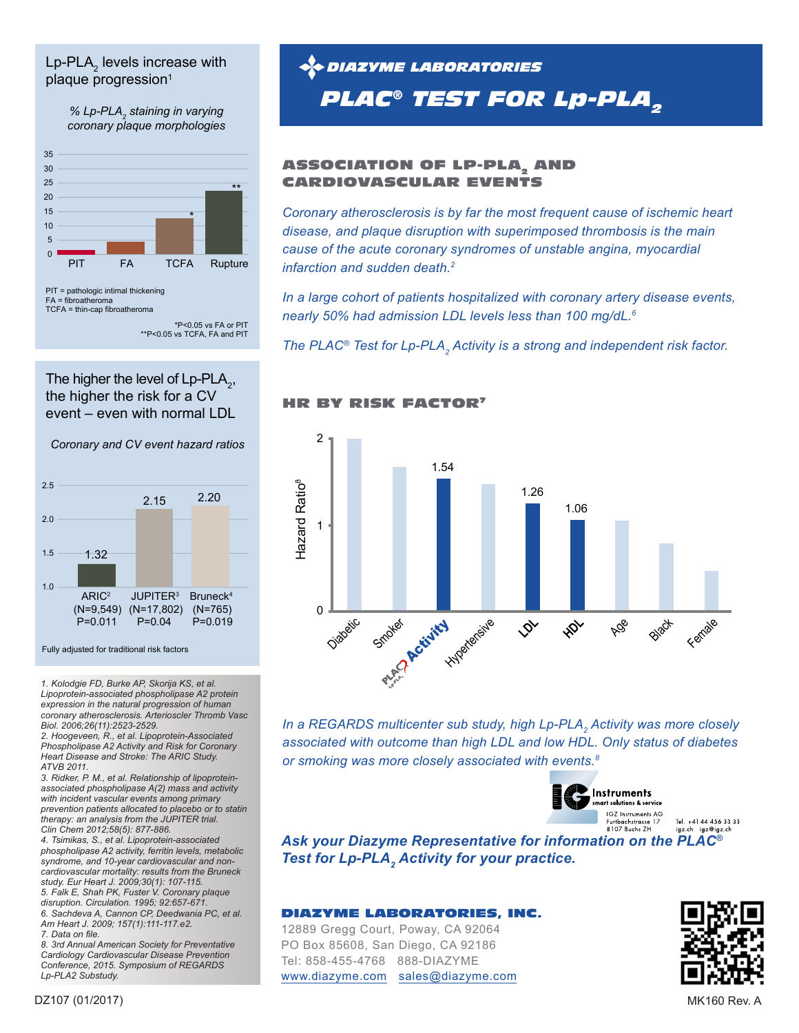## Lp-PLA$_2$ levels increase with plaque progression[1]

*% Lp-PLA$_2$ staining in varying coronary plaque morphologies*

35
30
25
20
15
10
5
0

PIT
FA
TCFA *
Rupture **

PIT = pathologic intimal thickening
FA = fibroatheroma
TCFA = thin-cap fibroatheroma

*P<0.05 vs FA or PIT
**P<0.05 vs TCFA, FA and PIT

## The higher the level of Lp-PLA$_2$, the higher the risk for a CV event – even with normal LDL

*Coronary and CV event hazard ratios*

2.5
2.0
1.5
1.0

1.32
2.15
2.20

ARIC[2] (N=9,549) P=0.011
JUPITER[3] (N=17,802) P=0.04
Bruneck[4] (N=765) P=0.019

Fully adjusted for traditional risk factors

*1. Kolodgie FD, Burke AP, Skorija KS, et al. Lipoprotein-associated phospholipase A2 protein expression in the natural progression of human coronary atherosclerosis. Arterioscler Thromb Vasc Biol. 2006;26(11):2523-2529.*
*2. Hoogeveen, R., et al. Lipoprotein-Associated Phospholipase A2 Activity and Risk for Coronary Heart Disease and Stroke: The ARIC Study. ATVB 2011.*
*3. Ridker, P. M., et al. Relationship of lipoprotein-associated phospholipase A(2) mass and activity with incident vascular events among primary prevention patients allocated to placebo or to statin therapy: an analysis from the JUPITER trial. Clin Chem 2012;58(5): 877-886.*
*4. Tsimikas, S., et al. Lipoprotein-associated phospholipase A2 activity, ferritin levels, metabolic syndrome, and 10-year cardiovascular and non-cardiovascular mortality: results from the Bruneck study. Eur Heart J. 2009;30(1): 107-115.*
*5. Falk E, Shah PK, Fuster V. Coronary plaque disruption. Circulation. 1995; 92:657-671.*
*6. Sachdeva A, Cannon CP, Deedwania PC, et al. Am Heart J. 2009; 157(1):111-117.e2.*
*7. Data on file.*
*8. 3rd Annual American Society for Preventative Cardiology Cardiovascular Disease Prevention Conference, 2015. Symposium of REGARDS Lp-PLA2 Substudy.*

# DIAZYME LABORATORIES

# PLAC® TEST FOR Lp-PLA$_2$

## ASSOCIATION OF Lp-PLA$_2$ AND CARDIOVASCULAR EVENTS

*Coronary atherosclerosis is by far the most frequent cause of ischemic heart disease, and plaque disruption with superimposed thrombosis is the main cause of the acute coronary syndromes of unstable angina, myocardial infarction and sudden death.[2]*

*In a large cohort of patients hospitalized with coronary artery disease events, nearly 50% had admission LDL levels less than 100 mg/dL.[6]*

*The PLAC® Test for Lp-PLA$_2$ Activity is a strong and independent risk factor.*

## HR BY RISK FACTOR[7]

Hazard Ratio[8]
2
1
0

1.54
1.26
1.06

Diabetic
Smoker
PLAC Lp-PLA$_2$ Activity
Hypertensive
LDL
HDL
Age
Black
Female

*In a REGARDS multicenter sub study, high Lp-PLA$_2$ Activity was more closely associated with outcome than high LDL and low HDL. Only status of diabetes or smoking was more closely associated with events.[8]*

IGZ Instruments smart solutions & service
IGZ Instruments AG
Furtbachstrasse 17
8107 Buchs ZH
Tel. +41 44 456 33 33
igz.ch igz@igz.ch

***Ask your Diazyme Representative for information on the PLAC® Test for Lp-PLA$_2$ Activity for your practice.***

**DIAZYME LABORATORIES, INC.**
12889 Gregg Court, Poway, CA 92064
PO Box 85608, San Diego, CA 92186
Tel: 858-455-4768 888-DIAZYME
www.diazyme.com sales@diazyme.com

DZ107 (01/2017)

MK160 Rev. A